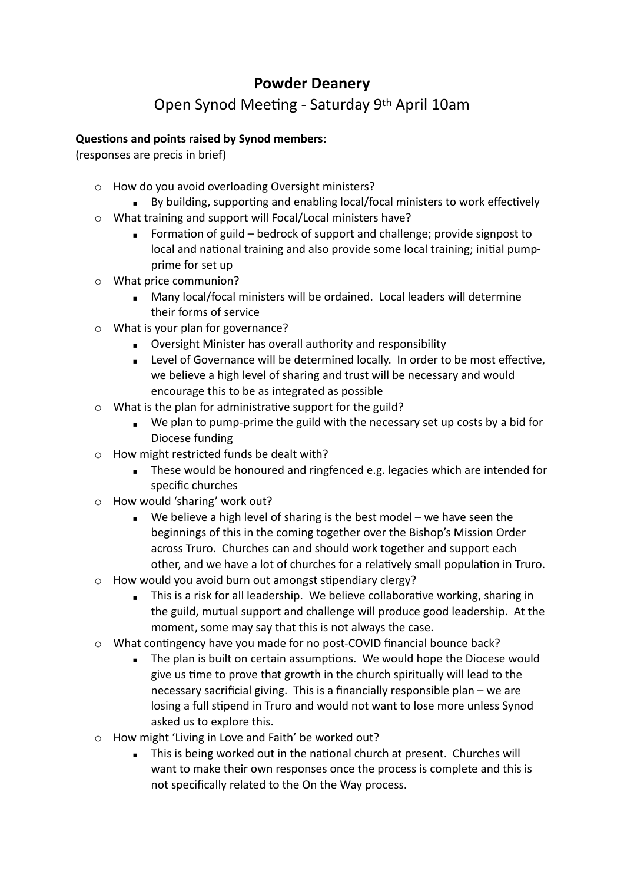# Powder Deanery

## Open Synod Meeting - Saturday 9th April 10am

**Questions and points raised by Synod members:**
(responses are precis in brief)

- How do you avoid overloading Oversight ministers?
    - By building, supporting and enabling local/focal ministers to work effectively
- What training and support will Focal/Local ministers have?
    - Formation of guild – bedrock of support and challenge; provide signpost to local and national training and also provide some local training; initial pump-prime for set up
- What price communion?
    - Many local/focal ministers will be ordained. Local leaders will determine their forms of service
- What is your plan for governance?
    - Oversight Minister has overall authority and responsibility
    - Level of Governance will be determined locally. In order to be most effective, we believe a high level of sharing and trust will be necessary and would encourage this to be as integrated as possible
- What is the plan for administrative support for the guild?
    - We plan to pump-prime the guild with the necessary set up costs by a bid for Diocese funding
- How might restricted funds be dealt with?
    - These would be honoured and ringfenced e.g. legacies which are intended for specific churches
- How would 'sharing' work out?
    - We believe a high level of sharing is the best model – we have seen the beginnings of this in the coming together over the Bishop's Mission Order across Truro. Churches can and should work together and support each other, and we have a lot of churches for a relatively small population in Truro.
- How would you avoid burn out amongst stipendiary clergy?
    - This is a risk for all leadership. We believe collaborative working, sharing in the guild, mutual support and challenge will produce good leadership. At the moment, some may say that this is not always the case.
- What contingency have you made for no post-COVID financial bounce back?
    - The plan is built on certain assumptions. We would hope the Diocese would give us time to prove that growth in the church spiritually will lead to the necessary sacrificial giving. This is a financially responsible plan – we are losing a full stipend in Truro and would not want to lose more unless Synod asked us to explore this.
- How might 'Living in Love and Faith' be worked out?
    - This is being worked out in the national church at present. Churches will want to make their own responses once the process is complete and this is not specifically related to the On the Way process.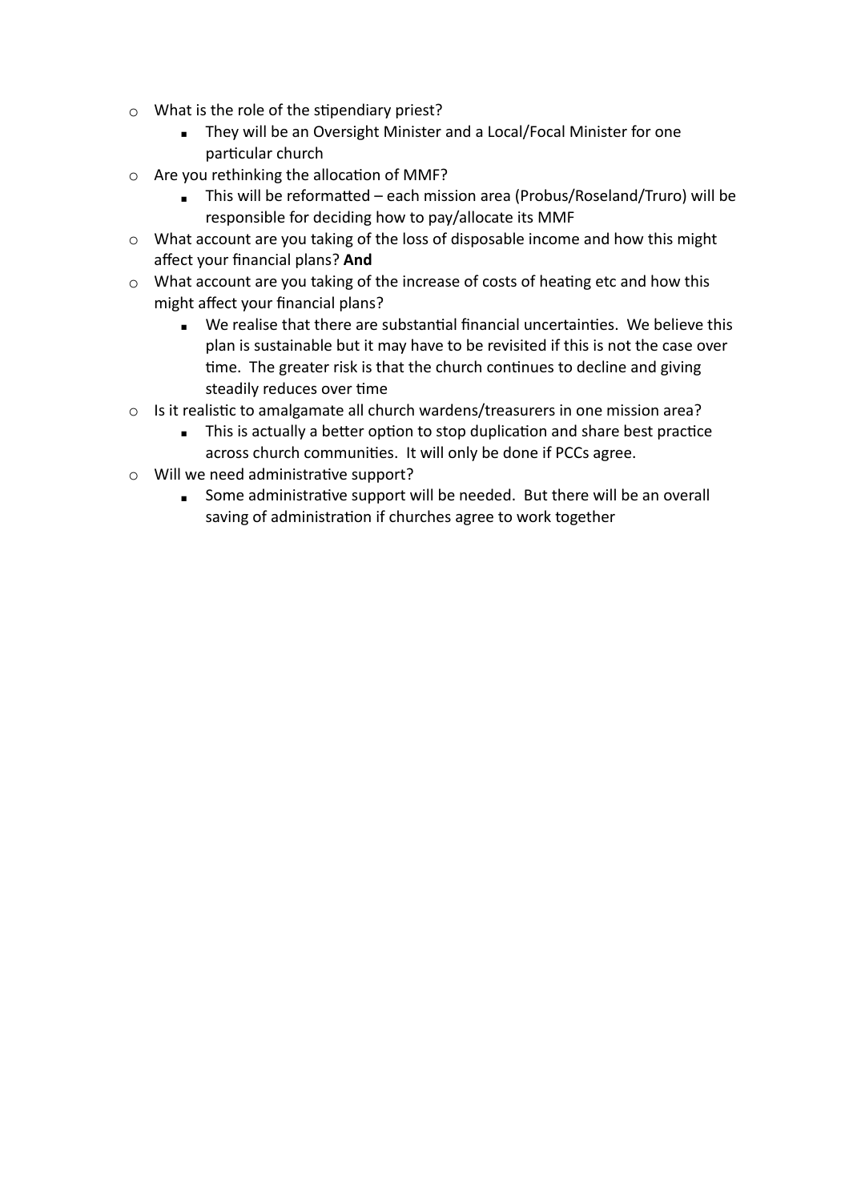- What is the role of the stipendiary priest?
  - They will be an Oversight Minister and a Local/Focal Minister for one particular church
- Are you rethinking the allocation of MMF?
  - This will be reformatted – each mission area (Probus/Roseland/Truro) will be responsible for deciding how to pay/allocate its MMF
- What account are you taking of the loss of disposable income and how this might affect your financial plans? **And**
- What account are you taking of the increase of costs of heating etc and how this might affect your financial plans?
  - We realise that there are substantial financial uncertainties. We believe this plan is sustainable but it may have to be revisited if this is not the case over time. The greater risk is that the church continues to decline and giving steadily reduces over time
- Is it realistic to amalgamate all church wardens/treasurers in one mission area?
  - This is actually a better option to stop duplication and share best practice across church communities. It will only be done if PCCs agree.
- Will we need administrative support?
  - Some administrative support will be needed. But there will be an overall saving of administration if churches agree to work together